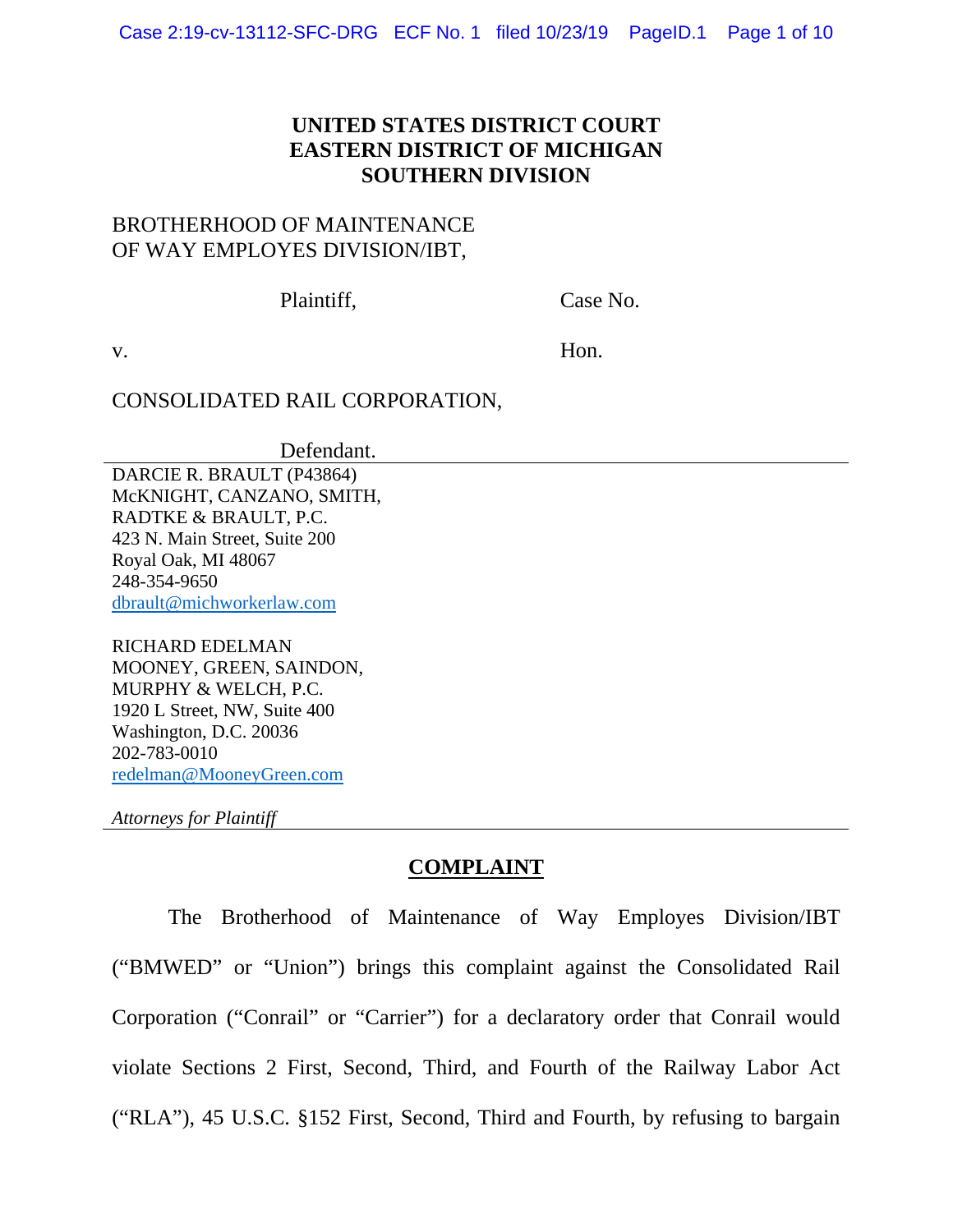**UNITED STATES DISTRICT COURT**
**EASTERN DISTRICT OF MICHIGAN**
**SOUTHERN DIVISION**

BROTHERHOOD OF MAINTENANCE OF WAY EMPLOYES DIVISION/IBT,

Plaintiff,

Case No.

v.

Hon.

CONSOLIDATED RAIL CORPORATION,

Defendant.

DARCIE R. BRAULT (P43864)
McKNIGHT, CANZANO, SMITH, RADTKE & BRAULT, P.C.
423 N. Main Street, Suite 200
Royal Oak, MI 48067
248-354-9650
dbrault@michworkerlaw.com

RICHARD EDELMAN
MOONEY, GREEN, SAINDON, MURPHY & WELCH, P.C.
1920 L Street, NW, Suite 400
Washington, D.C. 20036
202-783-0010
redelman@MooneyGreen.com

*Attorneys for Plaintiff*

## COMPLAINT

The Brotherhood of Maintenance of Way Employes Division/IBT ("BMWED" or "Union") brings this complaint against the Consolidated Rail Corporation ("Conrail" or "Carrier") for a declaratory order that Conrail would violate Sections 2 First, Second, Third, and Fourth of the Railway Labor Act ("RLA"), 45 U.S.C. §152 First, Second, Third and Fourth, by refusing to bargain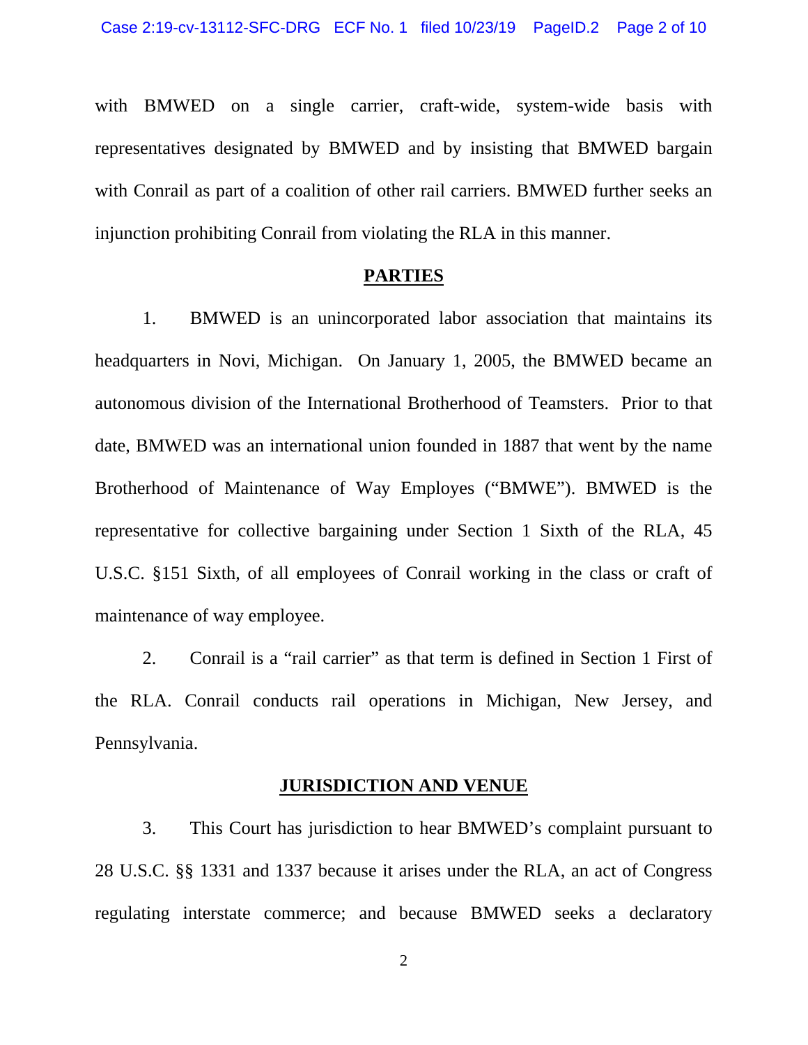with BMWED on a single carrier, craft-wide, system-wide basis with representatives designated by BMWED and by insisting that BMWED bargain with Conrail as part of a coalition of other rail carriers. BMWED further seeks an injunction prohibiting Conrail from violating the RLA in this manner.

## PARTIES

1. BMWED is an unincorporated labor association that maintains its headquarters in Novi, Michigan. On January 1, 2005, the BMWED became an autonomous division of the International Brotherhood of Teamsters. Prior to that date, BMWED was an international union founded in 1887 that went by the name Brotherhood of Maintenance of Way Employes ("BMWE"). BMWED is the representative for collective bargaining under Section 1 Sixth of the RLA, 45 U.S.C. §151 Sixth, of all employees of Conrail working in the class or craft of maintenance of way employee.

2. Conrail is a "rail carrier" as that term is defined in Section 1 First of the RLA. Conrail conducts rail operations in Michigan, New Jersey, and Pennsylvania.

## JURISDICTION AND VENUE

3. This Court has jurisdiction to hear BMWED's complaint pursuant to 28 U.S.C. §§ 1331 and 1337 because it arises under the RLA, an act of Congress regulating interstate commerce; and because BMWED seeks a declaratory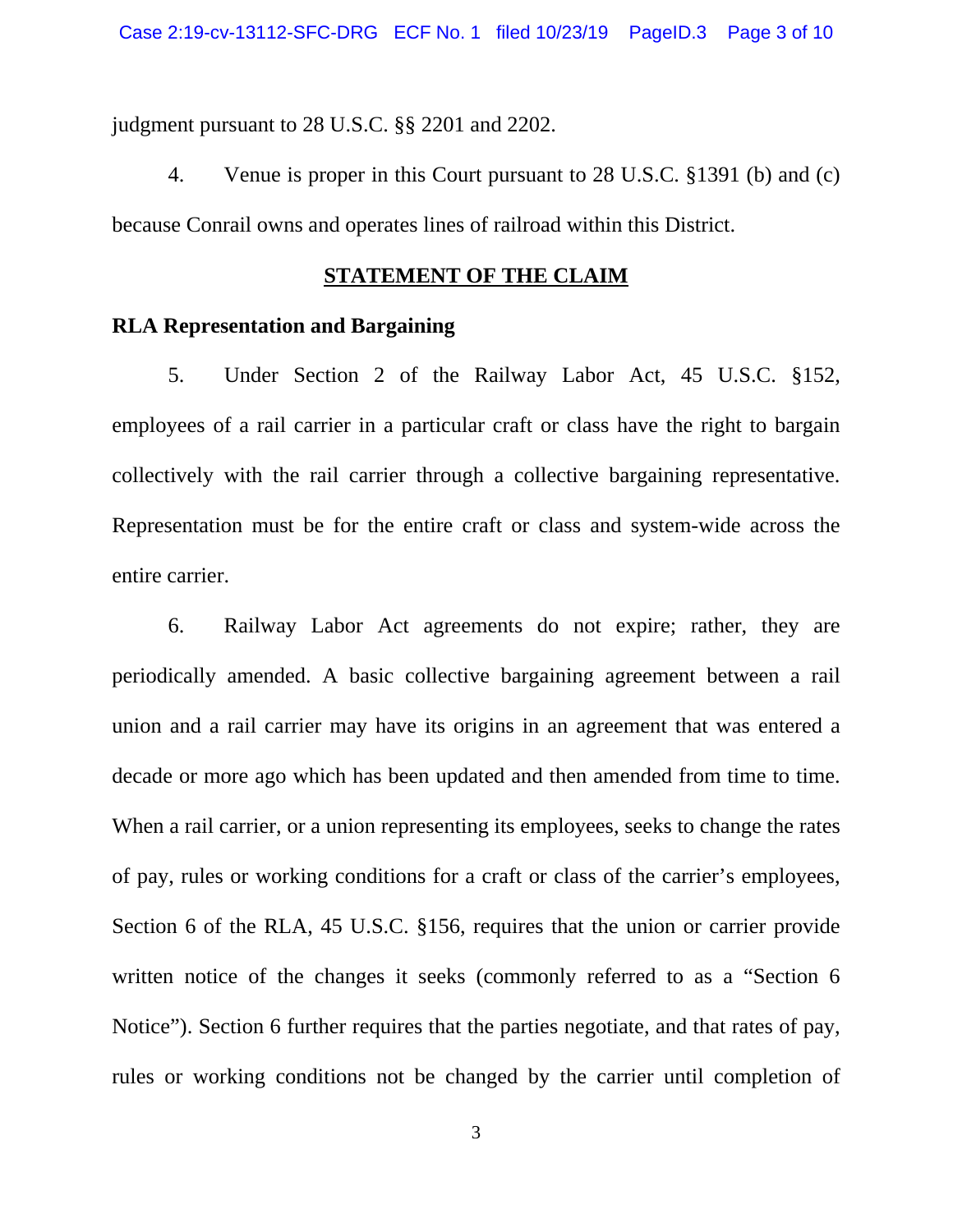judgment pursuant to 28 U.S.C. §§ 2201 and 2202.

4. Venue is proper in this Court pursuant to 28 U.S.C. §1391 (b) and (c) because Conrail owns and operates lines of railroad within this District.

## STATEMENT OF THE CLAIM

**RLA Representation and Bargaining**

5. Under Section 2 of the Railway Labor Act, 45 U.S.C. §152, employees of a rail carrier in a particular craft or class have the right to bargain collectively with the rail carrier through a collective bargaining representative. Representation must be for the entire craft or class and system-wide across the entire carrier.

6. Railway Labor Act agreements do not expire; rather, they are periodically amended. A basic collective bargaining agreement between a rail union and a rail carrier may have its origins in an agreement that was entered a decade or more ago which has been updated and then amended from time to time. When a rail carrier, or a union representing its employees, seeks to change the rates of pay, rules or working conditions for a craft or class of the carrier's employees, Section 6 of the RLA, 45 U.S.C. §156, requires that the union or carrier provide written notice of the changes it seeks (commonly referred to as a "Section 6 Notice"). Section 6 further requires that the parties negotiate, and that rates of pay, rules or working conditions not be changed by the carrier until completion of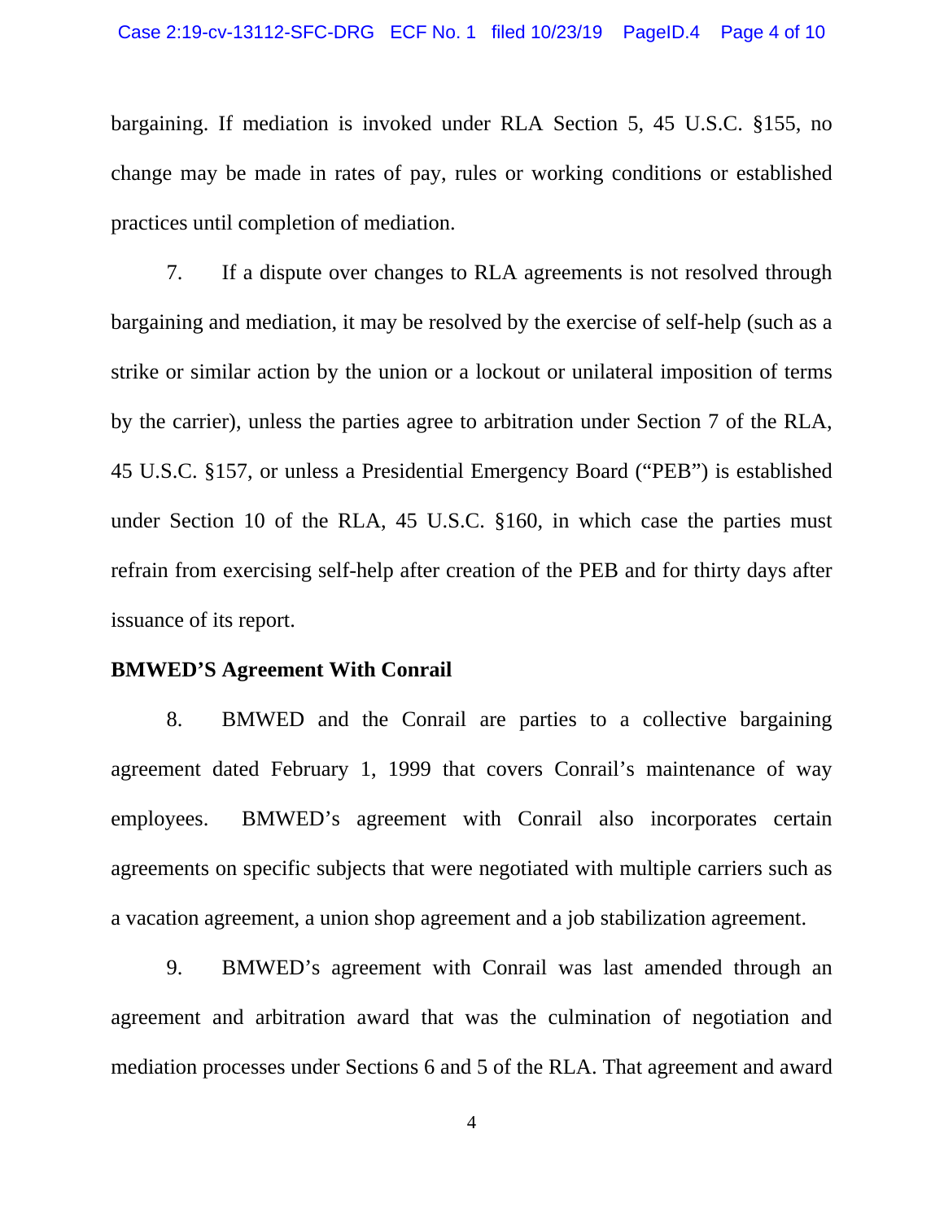bargaining. If mediation is invoked under RLA Section 5, 45 U.S.C. §155, no change may be made in rates of pay, rules or working conditions or established practices until completion of mediation.

7. If a dispute over changes to RLA agreements is not resolved through bargaining and mediation, it may be resolved by the exercise of self-help (such as a strike or similar action by the union or a lockout or unilateral imposition of terms by the carrier), unless the parties agree to arbitration under Section 7 of the RLA, 45 U.S.C. §157, or unless a Presidential Emergency Board ("PEB") is established under Section 10 of the RLA, 45 U.S.C. §160, in which case the parties must refrain from exercising self-help after creation of the PEB and for thirty days after issuance of its report.

**BMWED'S Agreement With Conrail**

8. BMWED and the Conrail are parties to a collective bargaining agreement dated February 1, 1999 that covers Conrail's maintenance of way employees. BMWED's agreement with Conrail also incorporates certain agreements on specific subjects that were negotiated with multiple carriers such as a vacation agreement, a union shop agreement and a job stabilization agreement.

9. BMWED's agreement with Conrail was last amended through an agreement and arbitration award that was the culmination of negotiation and mediation processes under Sections 6 and 5 of the RLA. That agreement and award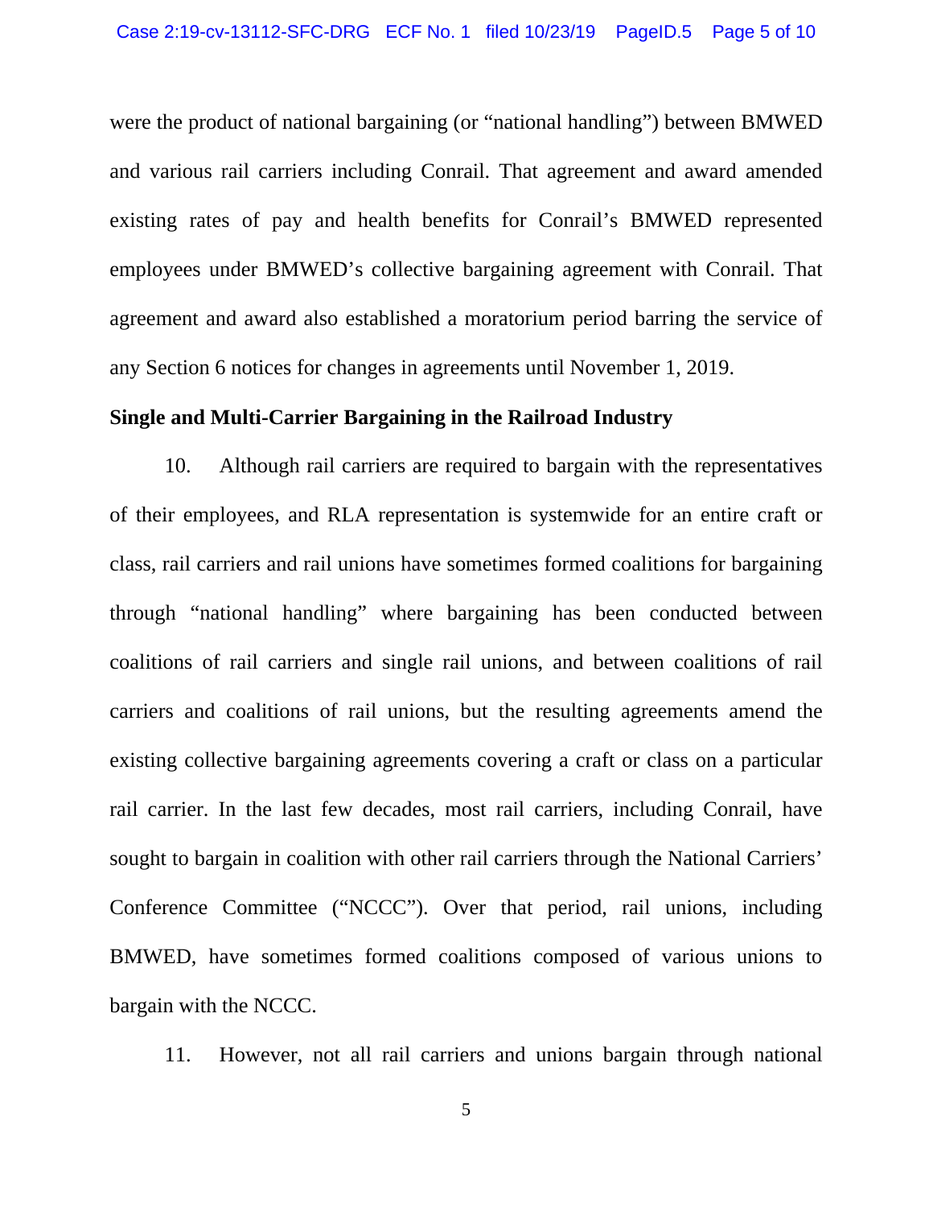were the product of national bargaining (or "national handling") between BMWED and various rail carriers including Conrail. That agreement and award amended existing rates of pay and health benefits for Conrail's BMWED represented employees under BMWED's collective bargaining agreement with Conrail. That agreement and award also established a moratorium period barring the service of any Section 6 notices for changes in agreements until November 1, 2019.

**Single and Multi-Carrier Bargaining in the Railroad Industry**

10. Although rail carriers are required to bargain with the representatives of their employees, and RLA representation is systemwide for an entire craft or class, rail carriers and rail unions have sometimes formed coalitions for bargaining through "national handling" where bargaining has been conducted between coalitions of rail carriers and single rail unions, and between coalitions of rail carriers and coalitions of rail unions, but the resulting agreements amend the existing collective bargaining agreements covering a craft or class on a particular rail carrier. In the last few decades, most rail carriers, including Conrail, have sought to bargain in coalition with other rail carriers through the National Carriers' Conference Committee ("NCCC"). Over that period, rail unions, including BMWED, have sometimes formed coalitions composed of various unions to bargain with the NCCC.

11. However, not all rail carriers and unions bargain through national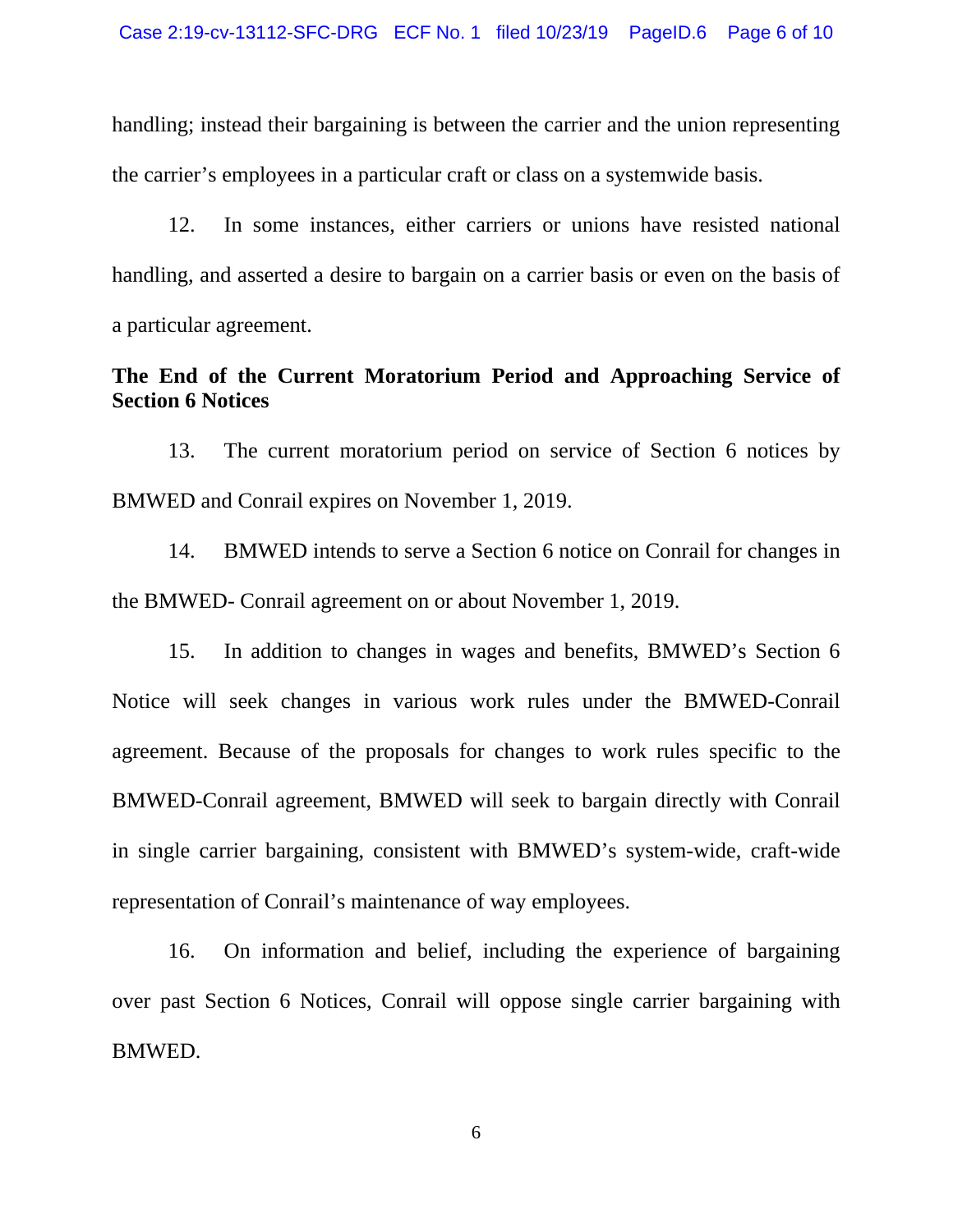handling; instead their bargaining is between the carrier and the union representing the carrier's employees in a particular craft or class on a systemwide basis.

12. In some instances, either carriers or unions have resisted national handling, and asserted a desire to bargain on a carrier basis or even on the basis of a particular agreement.

**The End of the Current Moratorium Period and Approaching Service of Section 6 Notices**

13. The current moratorium period on service of Section 6 notices by BMWED and Conrail expires on November 1, 2019.

14. BMWED intends to serve a Section 6 notice on Conrail for changes in the BMWED- Conrail agreement on or about November 1, 2019.

15. In addition to changes in wages and benefits, BMWED's Section 6 Notice will seek changes in various work rules under the BMWED-Conrail agreement. Because of the proposals for changes to work rules specific to the BMWED-Conrail agreement, BMWED will seek to bargain directly with Conrail in single carrier bargaining, consistent with BMWED's system-wide, craft-wide representation of Conrail's maintenance of way employees.

16. On information and belief, including the experience of bargaining over past Section 6 Notices, Conrail will oppose single carrier bargaining with BMWED.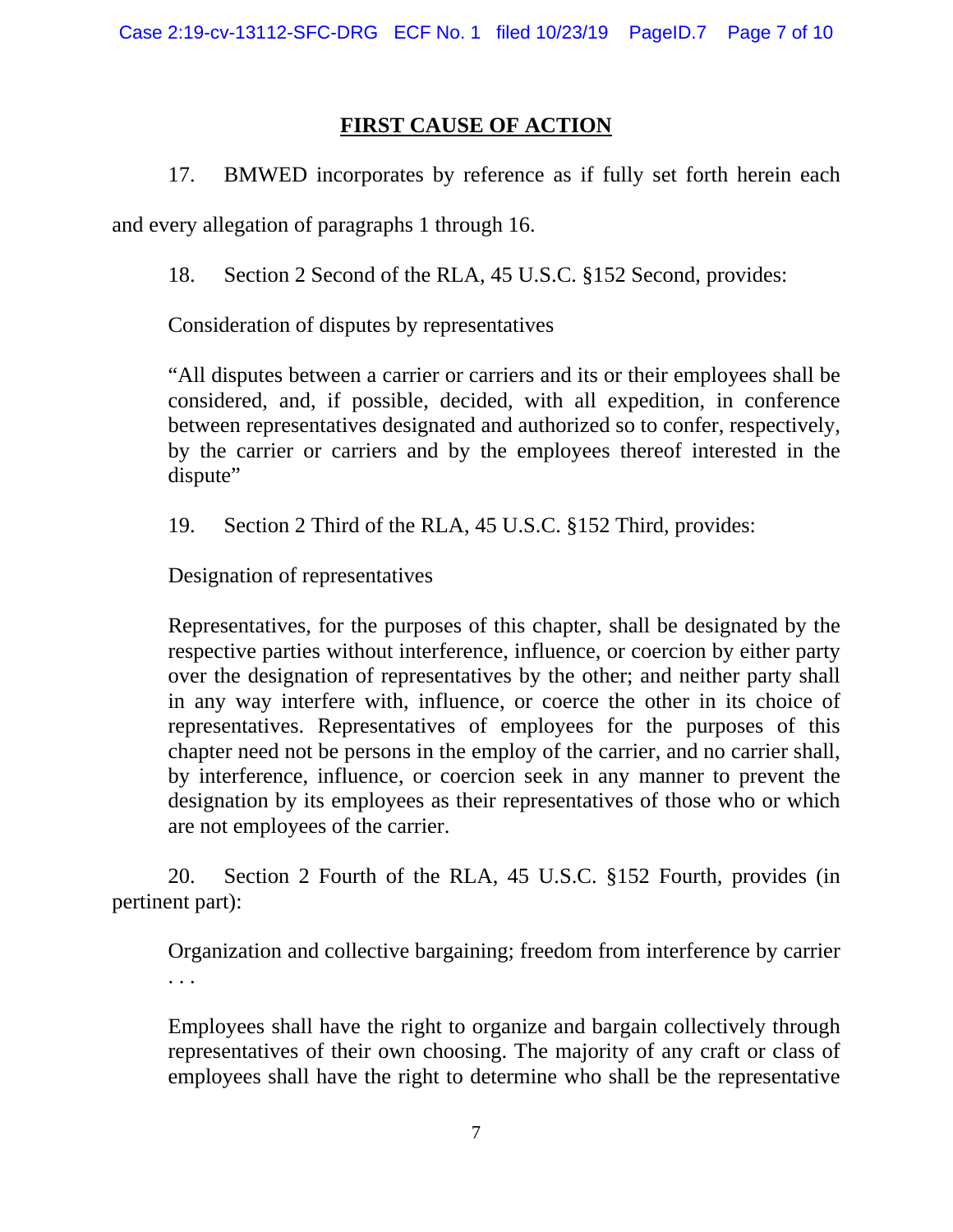## FIRST CAUSE OF ACTION

17. BMWED incorporates by reference as if fully set forth herein each and every allegation of paragraphs 1 through 16.

18. Section 2 Second of the RLA, 45 U.S.C. §152 Second, provides:

> Consideration of disputes by representatives
>
> "All disputes between a carrier or carriers and its or their employees shall be considered, and, if possible, decided, with all expedition, in conference between representatives designated and authorized so to confer, respectively, by the carrier or carriers and by the employees thereof interested in the dispute"

19. Section 2 Third of the RLA, 45 U.S.C. §152 Third, provides:

> Designation of representatives
>
> Representatives, for the purposes of this chapter, shall be designated by the respective parties without interference, influence, or coercion by either party over the designation of representatives by the other; and neither party shall in any way interfere with, influence, or coerce the other in its choice of representatives. Representatives of employees for the purposes of this chapter need not be persons in the employ of the carrier, and no carrier shall, by interference, influence, or coercion seek in any manner to prevent the designation by its employees as their representatives of those who or which are not employees of the carrier.

20. Section 2 Fourth of the RLA, 45 U.S.C. §152 Fourth, provides (in pertinent part):

> Organization and collective bargaining; freedom from interference by carrier . . .
>
> Employees shall have the right to organize and bargain collectively through representatives of their own choosing. The majority of any craft or class of employees shall have the right to determine who shall be the representative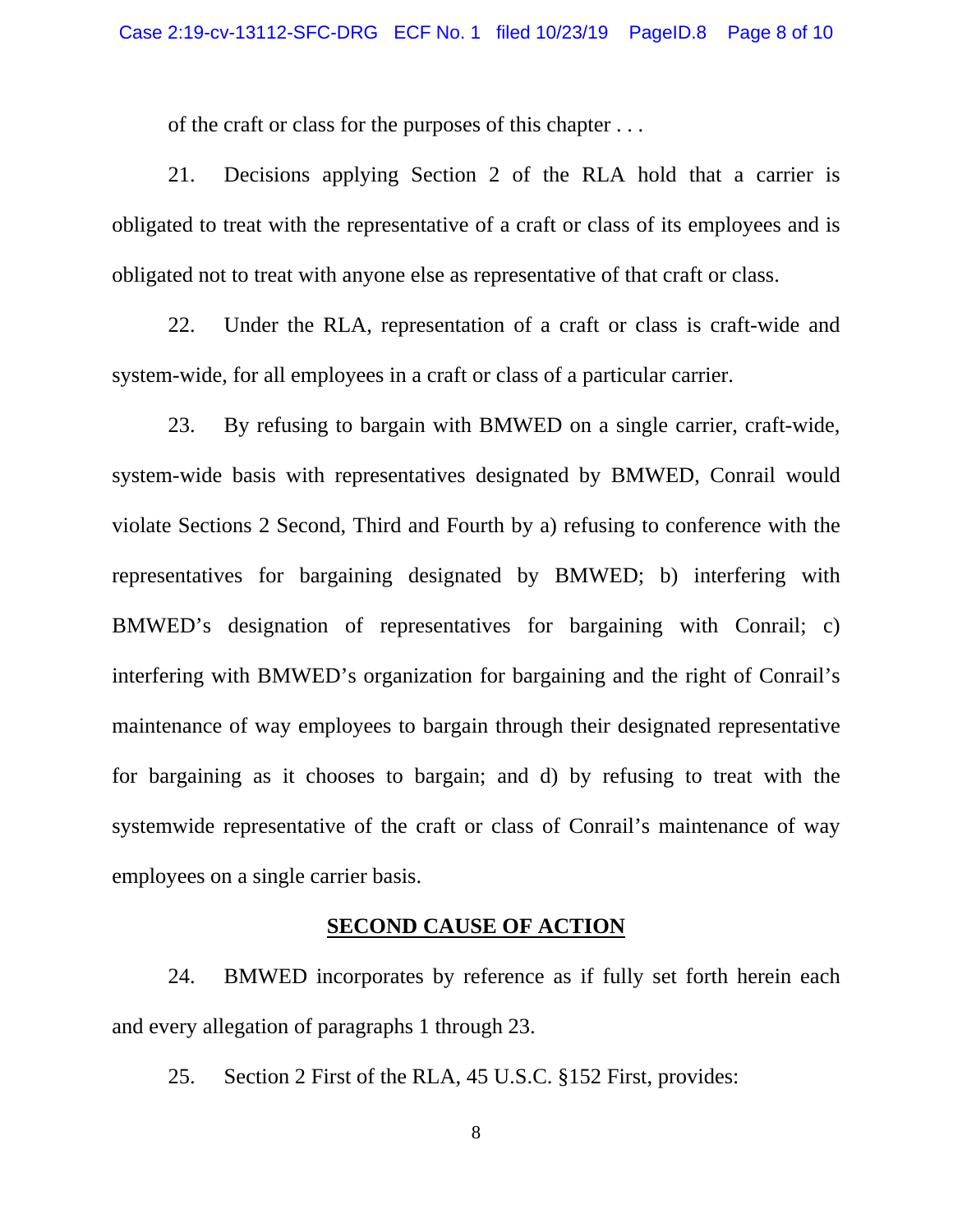of the craft or class for the purposes of this chapter . . .

21. Decisions applying Section 2 of the RLA hold that a carrier is obligated to treat with the representative of a craft or class of its employees and is obligated not to treat with anyone else as representative of that craft or class.

22. Under the RLA, representation of a craft or class is craft-wide and system-wide, for all employees in a craft or class of a particular carrier.

23. By refusing to bargain with BMWED on a single carrier, craft-wide, system-wide basis with representatives designated by BMWED, Conrail would violate Sections 2 Second, Third and Fourth by a) refusing to conference with the representatives for bargaining designated by BMWED; b) interfering with BMWED's designation of representatives for bargaining with Conrail; c) interfering with BMWED's organization for bargaining and the right of Conrail's maintenance of way employees to bargain through their designated representative for bargaining as it chooses to bargain; and d) by refusing to treat with the systemwide representative of the craft or class of Conrail's maintenance of way employees on a single carrier basis.

## SECOND CAUSE OF ACTION

24. BMWED incorporates by reference as if fully set forth herein each and every allegation of paragraphs 1 through 23.

25. Section 2 First of the RLA, 45 U.S.C. §152 First, provides: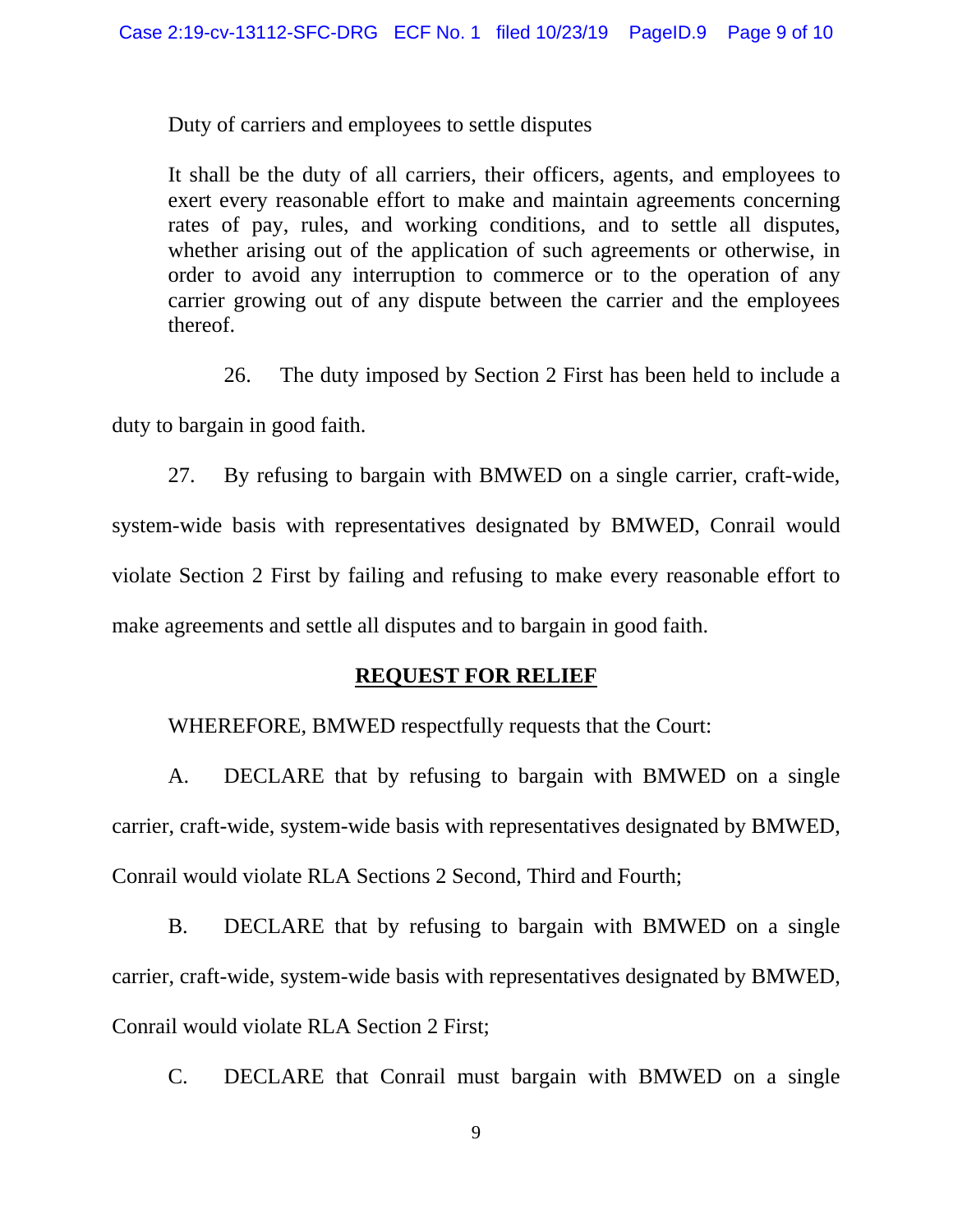Duty of carriers and employees to settle disputes

It shall be the duty of all carriers, their officers, agents, and employees to exert every reasonable effort to make and maintain agreements concerning rates of pay, rules, and working conditions, and to settle all disputes, whether arising out of the application of such agreements or otherwise, in order to avoid any interruption to commerce or to the operation of any carrier growing out of any dispute between the carrier and the employees thereof.

26. The duty imposed by Section 2 First has been held to include a duty to bargain in good faith.

27. By refusing to bargain with BMWED on a single carrier, craft-wide, system-wide basis with representatives designated by BMWED, Conrail would violate Section 2 First by failing and refusing to make every reasonable effort to make agreements and settle all disputes and to bargain in good faith.

## REQUEST FOR RELIEF

WHEREFORE, BMWED respectfully requests that the Court:

A. DECLARE that by refusing to bargain with BMWED on a single carrier, craft-wide, system-wide basis with representatives designated by BMWED, Conrail would violate RLA Sections 2 Second, Third and Fourth;

B. DECLARE that by refusing to bargain with BMWED on a single carrier, craft-wide, system-wide basis with representatives designated by BMWED, Conrail would violate RLA Section 2 First;

C. DECLARE that Conrail must bargain with BMWED on a single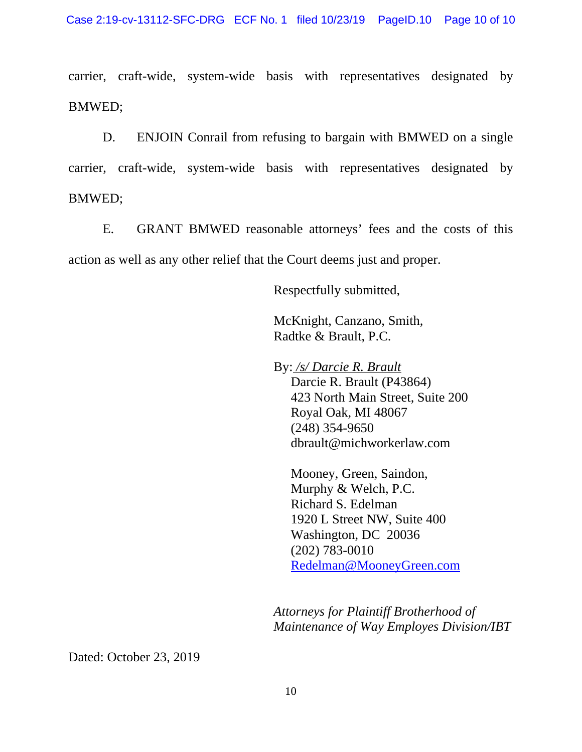carrier, craft-wide, system-wide basis with representatives designated by BMWED;

D. ENJOIN Conrail from refusing to bargain with BMWED on a single carrier, craft-wide, system-wide basis with representatives designated by BMWED;

E. GRANT BMWED reasonable attorneys' fees and the costs of this action as well as any other relief that the Court deems just and proper.

Respectfully submitted,

McKnight, Canzano, Smith,
Radtke & Brault, P.C.

By: */s/ Darcie R. Brault*
Darcie R. Brault (P43864)
423 North Main Street, Suite 200
Royal Oak, MI 48067
(248) 354-9650
dbrault@michworkerlaw.com

Mooney, Green, Saindon,
Murphy & Welch, P.C.
Richard S. Edelman
1920 L Street NW, Suite 400
Washington, DC 20036
(202) 783-0010
Redelman@MooneyGreen.com

*Attorneys for Plaintiff Brotherhood of Maintenance of Way Employes Division/IBT*

Dated: October 23, 2019